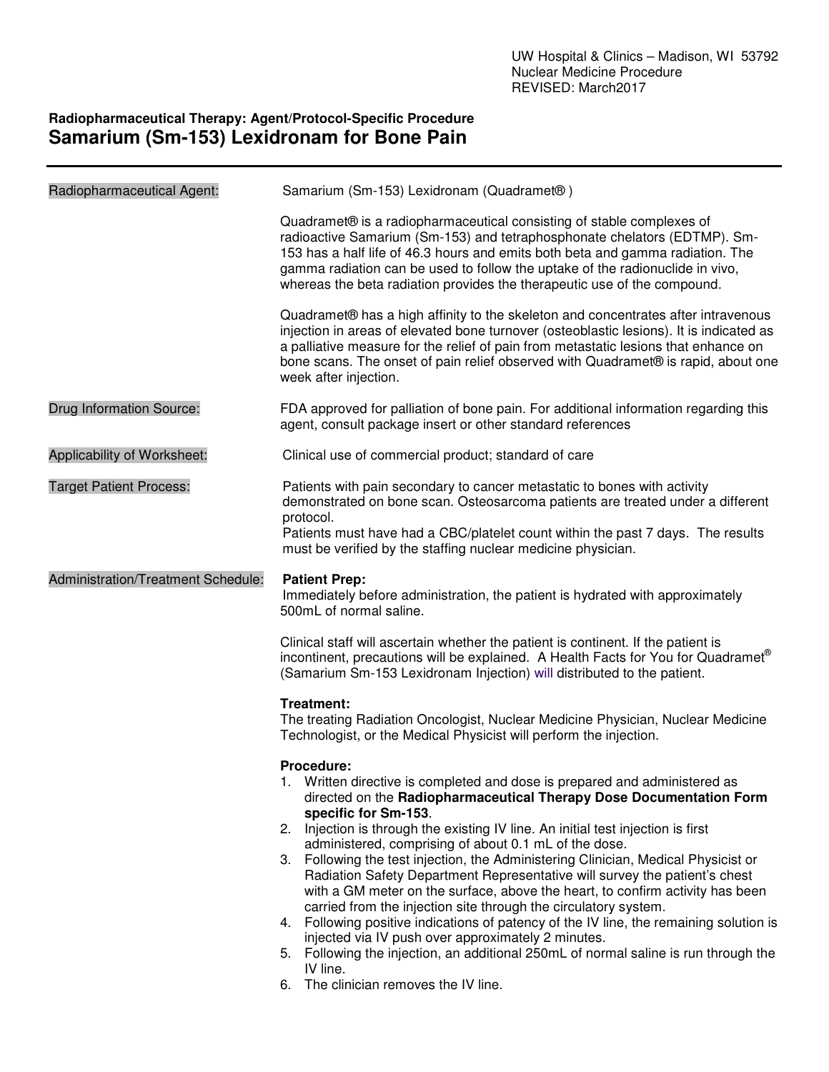UW Hospital & Clinics – Madison, WI 53792
Nuclear Medicine Procedure
REVISED: March2017

**Radiopharmaceutical Therapy: Agent/Protocol-Specific Procedure**

# Samarium (Sm-153) Lexidronam for Bone Pain

---

**Radiopharmaceutical Agent:**

Samarium (Sm-153) Lexidronam (Quadramet® )

Quadramet® is a radiopharmaceutical consisting of stable complexes of radioactive Samarium (Sm-153) and tetraphosphonate chelators (EDTMP). Sm-153 has a half life of 46.3 hours and emits both beta and gamma radiation. The gamma radiation can be used to follow the uptake of the radionuclide in vivo, whereas the beta radiation provides the therapeutic use of the compound.

Quadramet® has a high affinity to the skeleton and concentrates after intravenous injection in areas of elevated bone turnover (osteoblastic lesions). It is indicated as a palliative measure for the relief of pain from metastatic lesions that enhance on bone scans. The onset of pain relief observed with Quadramet® is rapid, about one week after injection.

**Drug Information Source:**

FDA approved for palliation of bone pain. For additional information regarding this agent, consult package insert or other standard references

**Applicability of Worksheet:**

Clinical use of commercial product; standard of care

**Target Patient Process:**

Patients with pain secondary to cancer metastatic to bones with activity demonstrated on bone scan. Osteosarcoma patients are treated under a different protocol.
Patients must have had a CBC/platelet count within the past 7 days. The results must be verified by the staffing nuclear medicine physician.

**Administration/Treatment Schedule:**

**Patient Prep:**
Immediately before administration, the patient is hydrated with approximately 500mL of normal saline.

Clinical staff will ascertain whether the patient is continent. If the patient is incontinent, precautions will be explained. A Health Facts for You for Quadramet® (Samarium Sm-153 Lexidronam Injection) will distributed to the patient.

**Treatment:**
The treating Radiation Oncologist, Nuclear Medicine Physician, Nuclear Medicine Technologist, or the Medical Physicist will perform the injection.

**Procedure:**

1. Written directive is completed and dose is prepared and administered as directed on the **Radiopharmaceutical Therapy Dose Documentation Form specific for Sm-153**.
2. Injection is through the existing IV line. An initial test injection is first administered, comprising of about 0.1 mL of the dose.
3. Following the test injection, the Administering Clinician, Medical Physicist or Radiation Safety Department Representative will survey the patient's chest with a GM meter on the surface, above the heart, to confirm activity has been carried from the injection site through the circulatory system.
4. Following positive indications of patency of the IV line, the remaining solution is injected via IV push over approximately 2 minutes.
5. Following the injection, an additional 250mL of normal saline is run through the IV line.
6. The clinician removes the IV line.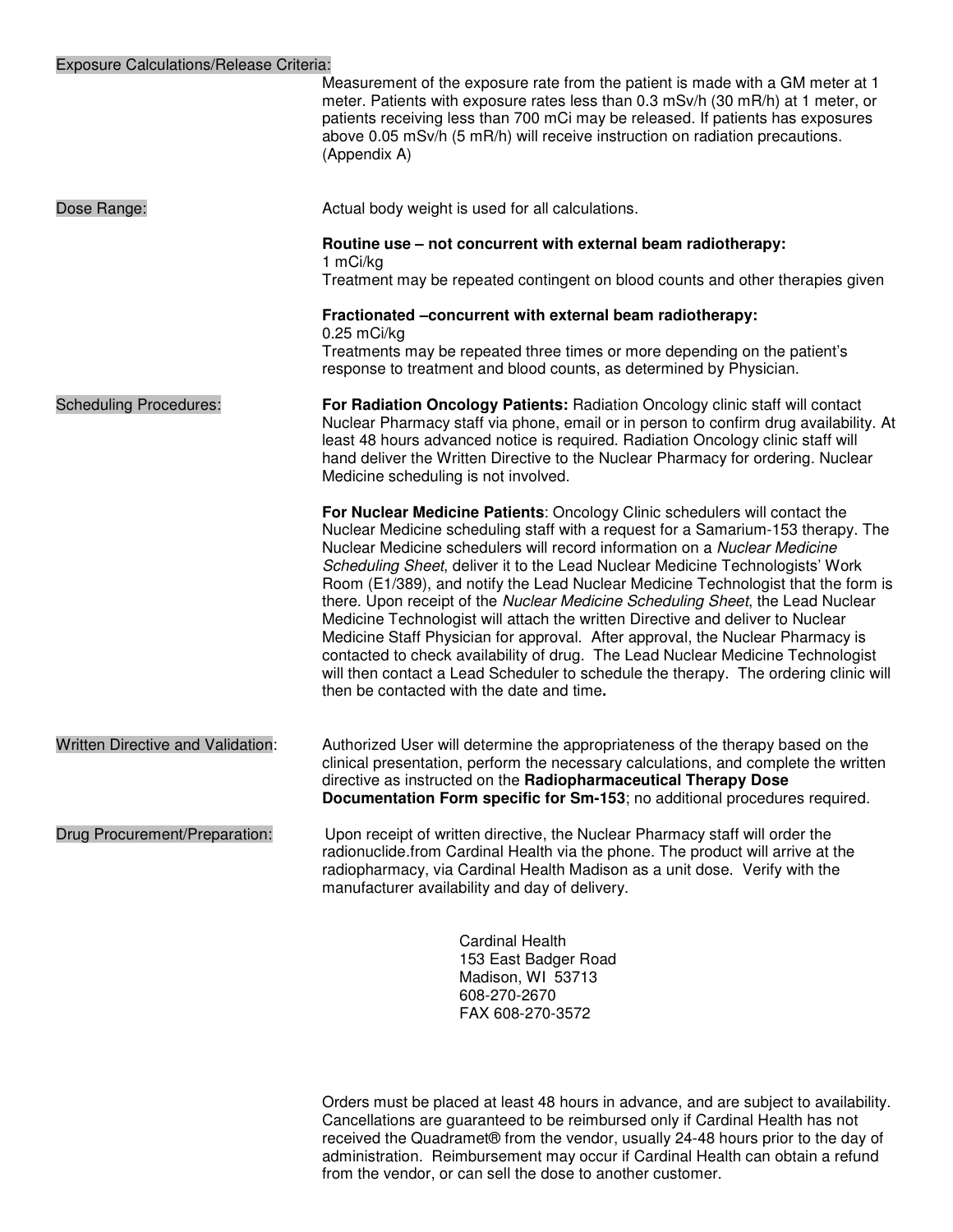**Exposure Calculations/Release Criteria:**

Measurement of the exposure rate from the patient is made with a GM meter at 1 meter. Patients with exposure rates less than 0.3 mSv/h (30 mR/h) at 1 meter, or patients receiving less than 700 mCi may be released. If patients has exposures above 0.05 mSv/h (5 mR/h) will receive instruction on radiation precautions. (Appendix A)

**Dose Range:**

Actual body weight is used for all calculations.

**Routine use – not concurrent with external beam radiotherapy:**
1 mCi/kg
Treatment may be repeated contingent on blood counts and other therapies given

**Fractionated –concurrent with external beam radiotherapy:**
0.25 mCi/kg
Treatments may be repeated three times or more depending on the patient's response to treatment and blood counts, as determined by Physician.

**Scheduling Procedures:**

**For Radiation Oncology Patients:** Radiation Oncology clinic staff will contact Nuclear Pharmacy staff via phone, email or in person to confirm drug availability. At least 48 hours advanced notice is required. Radiation Oncology clinic staff will hand deliver the Written Directive to the Nuclear Pharmacy for ordering. Nuclear Medicine scheduling is not involved.

**For Nuclear Medicine Patients**: Oncology Clinic schedulers will contact the Nuclear Medicine scheduling staff with a request for a Samarium-153 therapy. The Nuclear Medicine schedulers will record information on a *Nuclear Medicine Scheduling Sheet*, deliver it to the Lead Nuclear Medicine Technologists' Work Room (E1/389), and notify the Lead Nuclear Medicine Technologist that the form is there. Upon receipt of the *Nuclear Medicine Scheduling Sheet*, the Lead Nuclear Medicine Technologist will attach the written Directive and deliver to Nuclear Medicine Staff Physician for approval. After approval, the Nuclear Pharmacy is contacted to check availability of drug. The Lead Nuclear Medicine Technologist will then contact a Lead Scheduler to schedule the therapy. The ordering clinic will then be contacted with the date and time**.**

**Written Directive and Validation:**

Authorized User will determine the appropriateness of the therapy based on the clinical presentation, perform the necessary calculations, and complete the written directive as instructed on the **Radiopharmaceutical Therapy Dose Documentation Form specific for Sm-153**; no additional procedures required.

**Drug Procurement/Preparation:**

Upon receipt of written directive, the Nuclear Pharmacy staff will order the radionuclide.from Cardinal Health via the phone. The product will arrive at the radiopharmacy, via Cardinal Health Madison as a unit dose. Verify with the manufacturer availability and day of delivery.

Cardinal Health
153 East Badger Road
Madison, WI 53713
608-270-2670
FAX 608-270-3572

Orders must be placed at least 48 hours in advance, and are subject to availability. Cancellations are guaranteed to be reimbursed only if Cardinal Health has not received the Quadramet® from the vendor, usually 24-48 hours prior to the day of administration. Reimbursement may occur if Cardinal Health can obtain a refund from the vendor, or can sell the dose to another customer.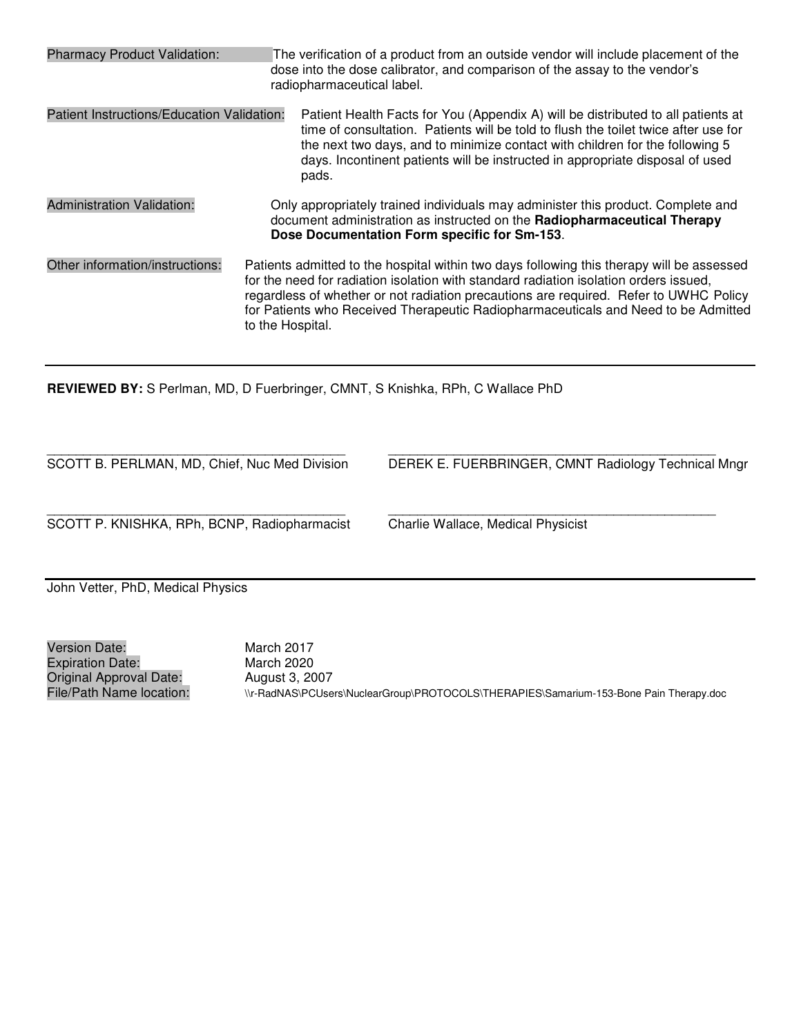**Pharmacy Product Validation:** The verification of a product from an outside vendor will include placement of the dose into the dose calibrator, and comparison of the assay to the vendor's radiopharmaceutical label.

**Patient Instructions/Education Validation:** Patient Health Facts for You (Appendix A) will be distributed to all patients at time of consultation. Patients will be told to flush the toilet twice after use for the next two days, and to minimize contact with children for the following 5 days. Incontinent patients will be instructed in appropriate disposal of used pads.

**Administration Validation:** Only appropriately trained individuals may administer this product. Complete and document administration as instructed on the **Radiopharmaceutical Therapy Dose Documentation Form specific for Sm-153**.

**Other information/instructions:** Patients admitted to the hospital within two days following this therapy will be assessed for the need for radiation isolation with standard radiation isolation orders issued, regardless of whether or not radiation precautions are required. Refer to UWHC Policy for Patients who Received Therapeutic Radiopharmaceuticals and Need to be Admitted to the Hospital.

---

**REVIEWED BY:** S Perlman, MD, D Fuerbringer, CMNT, S Knishka, RPh, C Wallace PhD

| | |
|---|---|
| ______________________________ | ______________________________ |
| SCOTT B. PERLMAN, MD, Chief, Nuc Med Division | DEREK E. FUERBRINGER, CMNT Radiology Technical Mngr |
| ______________________________ | ______________________________ |
| SCOTT P. KNISHKA, RPh, BCNP, Radiopharmacist | Charlie Wallace, Medical Physicist |

---

John Vetter, PhD, Medical Physics

Version Date: March 2017
Expiration Date: March 2020
Original Approval Date: August 3, 2007
File/Path Name location: \\r-RadNAS\PCUsers\NuclearGroup\PROTOCOLS\THERAPIES\Samarium-153-Bone Pain Therapy.doc